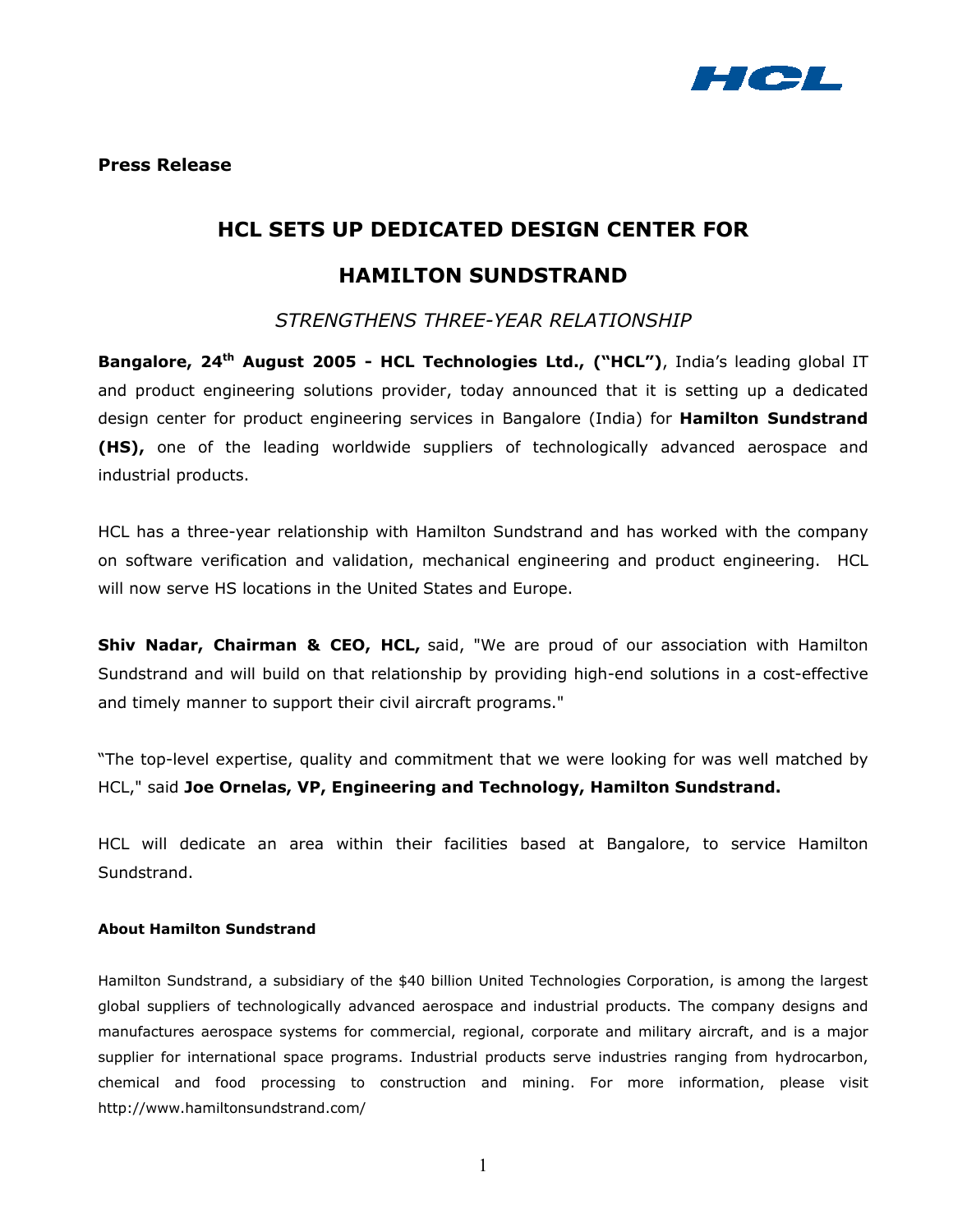HCL

**Press Release**

# HCL SETS UP DEDICATED DESIGN CENTER FOR HAMILTON SUNDSTRAND

## *STRENGTHENS THREE-YEAR RELATIONSHIP*

**Bangalore, 24th August 2005 - HCL Technologies Ltd., ("HCL")**, India's leading global IT and product engineering solutions provider, today announced that it is setting up a dedicated design center for product engineering services in Bangalore (India) for **Hamilton Sundstrand (HS),** one of the leading worldwide suppliers of technologically advanced aerospace and industrial products.

HCL has a three-year relationship with Hamilton Sundstrand and has worked with the company on software verification and validation, mechanical engineering and product engineering. HCL will now serve HS locations in the United States and Europe.

**Shiv Nadar, Chairman & CEO, HCL,** said, "We are proud of our association with Hamilton Sundstrand and will build on that relationship by providing high-end solutions in a cost-effective and timely manner to support their civil aircraft programs."

"The top-level expertise, quality and commitment that we were looking for was well matched by HCL," said **Joe Ornelas, VP, Engineering and Technology, Hamilton Sundstrand.**

HCL will dedicate an area within their facilities based at Bangalore, to service Hamilton Sundstrand.

#### About Hamilton Sundstrand

Hamilton Sundstrand, a subsidiary of the $40 billion United Technologies Corporation, is among the largest global suppliers of technologically advanced aerospace and industrial products. The company designs and manufactures aerospace systems for commercial, regional, corporate and military aircraft, and is a major supplier for international space programs. Industrial products serve industries ranging from hydrocarbon, chemical and food processing to construction and mining. For more information, please visit http://www.hamiltonsundstrand.com/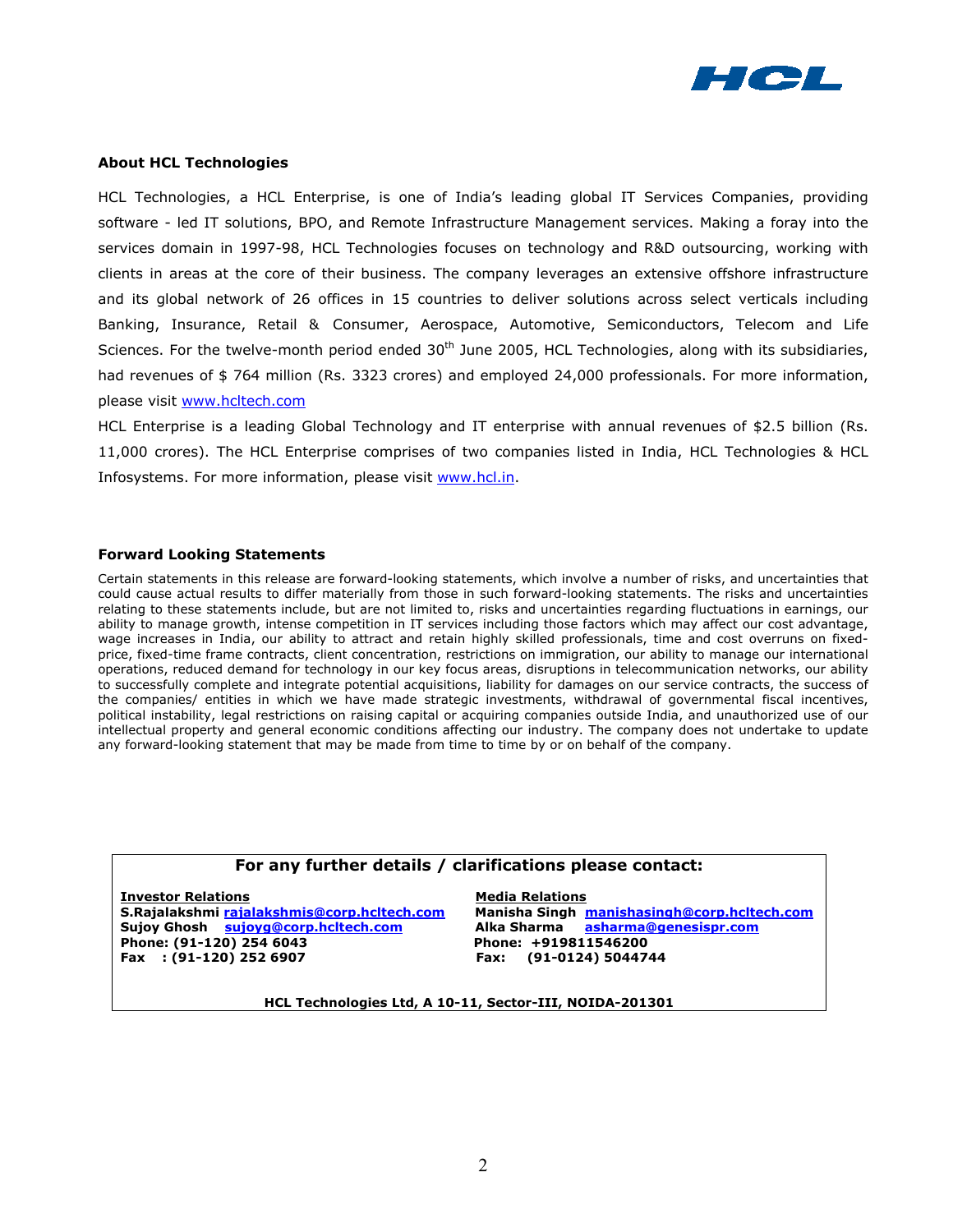## About HCL Technologies

HCL Technologies, a HCL Enterprise, is one of India's leading global IT Services Companies, providing software - led IT solutions, BPO, and Remote Infrastructure Management services. Making a foray into the services domain in 1997-98, HCL Technologies focuses on technology and R&D outsourcing, working with clients in areas at the core of their business. The company leverages an extensive offshore infrastructure and its global network of 26 offices in 15 countries to deliver solutions across select verticals including Banking, Insurance, Retail & Consumer, Aerospace, Automotive, Semiconductors, Telecom and Life Sciences. For the twelve-month period ended 30th June 2005, HCL Technologies, along with its subsidiaries, had revenues of $ 764 million (Rs. 3323 crores) and employed 24,000 professionals. For more information, please visit www.hcltech.com

HCL Enterprise is a leading Global Technology and IT enterprise with annual revenues of $2.5 billion (Rs. 11,000 crores). The HCL Enterprise comprises of two companies listed in India, HCL Technologies & HCL Infosystems. For more information, please visit www.hcl.in.

## Forward Looking Statements

Certain statements in this release are forward-looking statements, which involve a number of risks, and uncertainties that could cause actual results to differ materially from those in such forward-looking statements. The risks and uncertainties relating to these statements include, but are not limited to, risks and uncertainties regarding fluctuations in earnings, our ability to manage growth, intense competition in IT services including those factors which may affect our cost advantage, wage increases in India, our ability to attract and retain highly skilled professionals, time and cost overruns on fixed-price, fixed-time frame contracts, client concentration, restrictions on immigration, our ability to manage our international operations, reduced demand for technology in our key focus areas, disruptions in telecommunication networks, our ability to successfully complete and integrate potential acquisitions, liability for damages on our service contracts, the success of the companies/ entities in which we have made strategic investments, withdrawal of governmental fiscal incentives, political instability, legal restrictions on raising capital or acquiring companies outside India, and unauthorized use of our intellectual property and general economic conditions affecting our industry. The company does not undertake to update any forward-looking statement that may be made from time to time by or on behalf of the company.

**For any further details / clarifications please contact:**

**Investor Relations**
**S.Rajalakshmi** rajalakshmis@corp.hcltech.com
**Sujoy Ghosh** sujoyg@corp.hcltech.com
**Phone: (91-120) 254 6043**
**Fax : (91-120) 252 6907**

**Media Relations**
**Manisha Singh** manishasingh@corp.hcltech.com
**Alka Sharma** asharma@genesispr.com
**Phone: +919811546200**
**Fax: (91-0124) 5044744**

**HCL Technologies Ltd, A 10-11, Sector-III, NOIDA-201301**